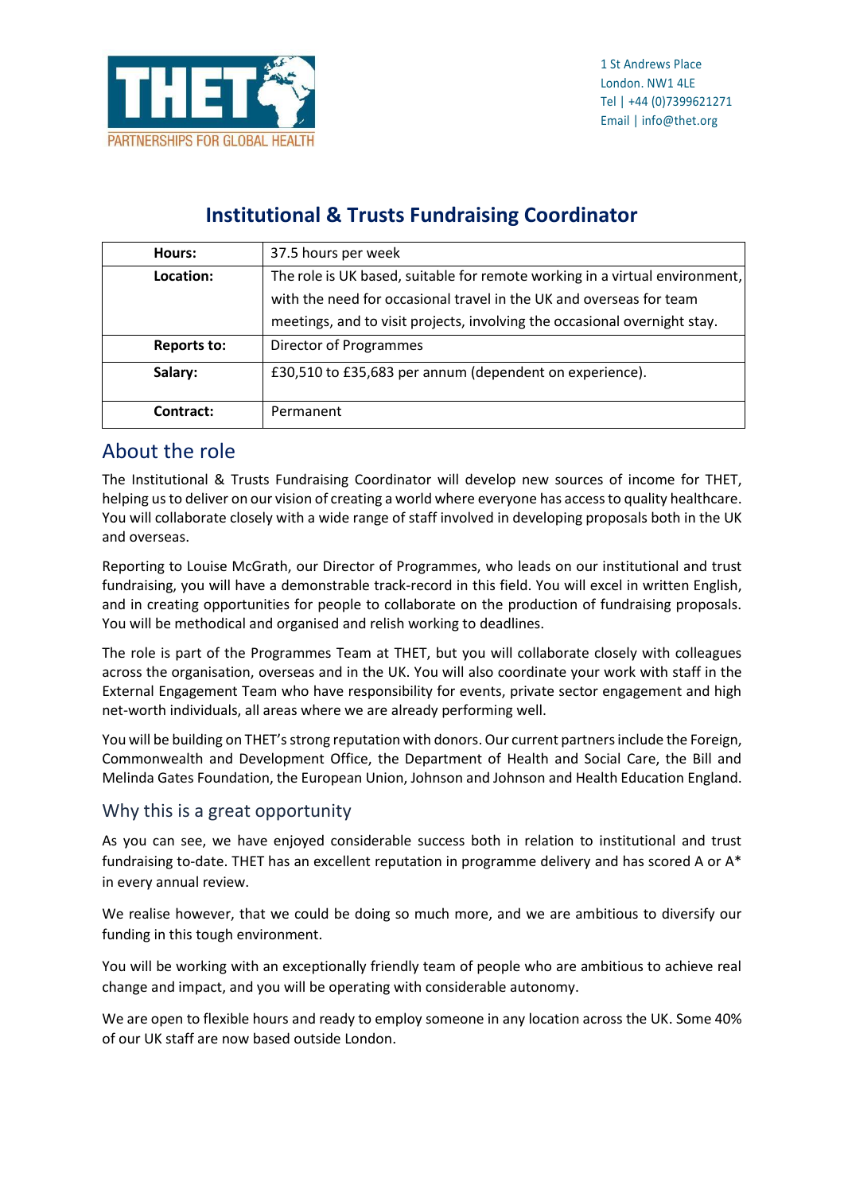THET
PARTNERSHIPS FOR GLOBAL HEALTH

1 St Andrews Place
London. NW1 4LE
Tel | +44 (0)7399621271
Email | info@thet.org

# Institutional & Trusts Fundraising Coordinator

| **Hours:** | 37.5 hours per week |
| --- | --- |
| **Location:** | The role is UK based, suitable for remote working in a virtual environment, with the need for occasional travel in the UK and overseas for team meetings, and to visit projects, involving the occasional overnight stay. |
| **Reports to:** | Director of Programmes |
| **Salary:** | £30,510 to £35,683 per annum (dependent on experience). |
| **Contract:** | Permanent |

## About the role

The Institutional & Trusts Fundraising Coordinator will develop new sources of income for THET, helping us to deliver on our vision of creating a world where everyone has access to quality healthcare. You will collaborate closely with a wide range of staff involved in developing proposals both in the UK and overseas.

Reporting to Louise McGrath, our Director of Programmes, who leads on our institutional and trust fundraising, you will have a demonstrable track-record in this field. You will excel in written English, and in creating opportunities for people to collaborate on the production of fundraising proposals. You will be methodical and organised and relish working to deadlines.

The role is part of the Programmes Team at THET, but you will collaborate closely with colleagues across the organisation, overseas and in the UK. You will also coordinate your work with staff in the External Engagement Team who have responsibility for events, private sector engagement and high net-worth individuals, all areas where we are already performing well.

You will be building on THET's strong reputation with donors. Our current partners include the Foreign, Commonwealth and Development Office, the Department of Health and Social Care, the Bill and Melinda Gates Foundation, the European Union, Johnson and Johnson and Health Education England.

## Why this is a great opportunity

As you can see, we have enjoyed considerable success both in relation to institutional and trust fundraising to-date. THET has an excellent reputation in programme delivery and has scored A or A* in every annual review.

We realise however, that we could be doing so much more, and we are ambitious to diversify our funding in this tough environment.

You will be working with an exceptionally friendly team of people who are ambitious to achieve real change and impact, and you will be operating with considerable autonomy.

We are open to flexible hours and ready to employ someone in any location across the UK. Some 40% of our UK staff are now based outside London.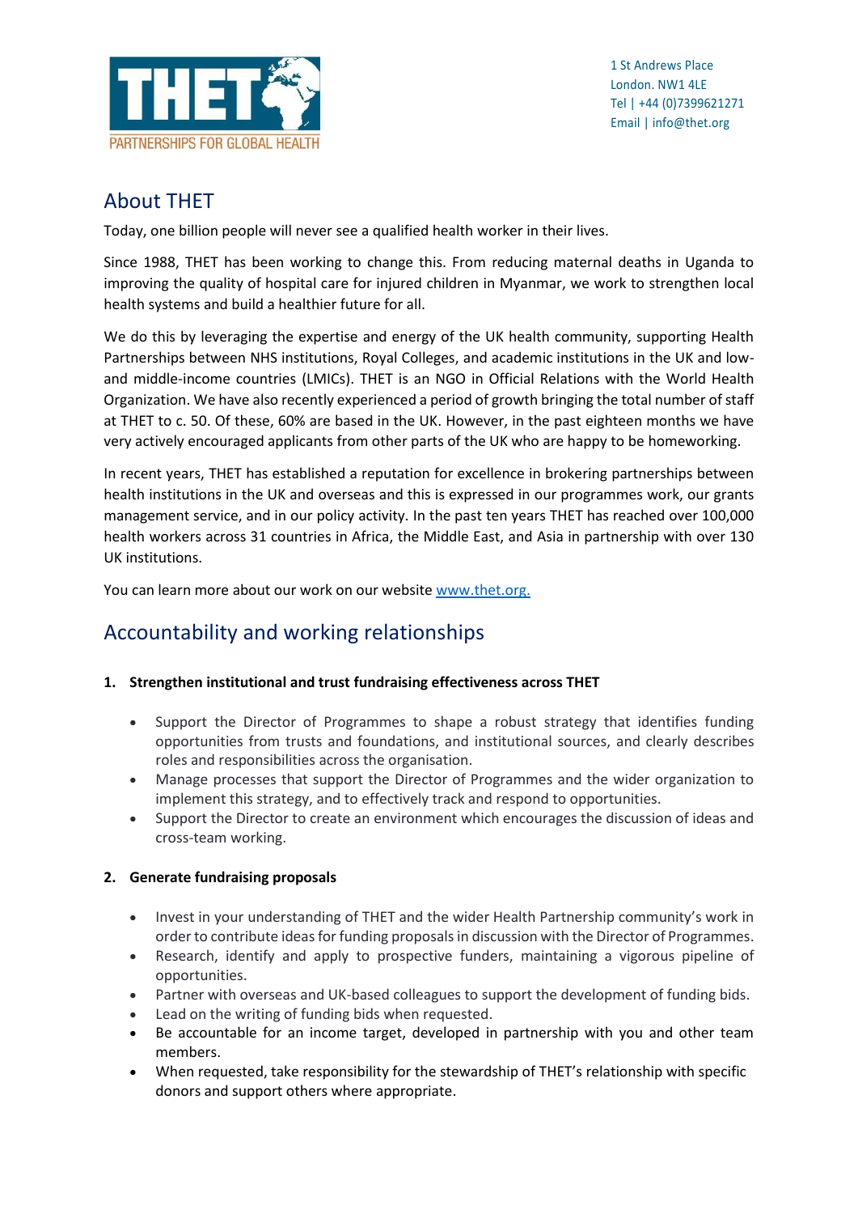1 St Andrews Place
London. NW1 4LE
Tel | +44 (0)7399621271
Email | info@thet.org

## About THET

Today, one billion people will never see a qualified health worker in their lives.

Since 1988, THET has been working to change this. From reducing maternal deaths in Uganda to improving the quality of hospital care for injured children in Myanmar, we work to strengthen local health systems and build a healthier future for all.

We do this by leveraging the expertise and energy of the UK health community, supporting Health Partnerships between NHS institutions, Royal Colleges, and academic institutions in the UK and low- and middle-income countries (LMICs). THET is an NGO in Official Relations with the World Health Organization. We have also recently experienced a period of growth bringing the total number of staff at THET to c. 50. Of these, 60% are based in the UK. However, in the past eighteen months we have very actively encouraged applicants from other parts of the UK who are happy to be homeworking.

In recent years, THET has established a reputation for excellence in brokering partnerships between health institutions in the UK and overseas and this is expressed in our programmes work, our grants management service, and in our policy activity. In the past ten years THET has reached over 100,000 health workers across 31 countries in Africa, the Middle East, and Asia in partnership with over 130 UK institutions.

You can learn more about our work on our website [www.thet.org.](http://www.thet.org)

## Accountability and working relationships

### 1. Strengthen institutional and trust fundraising effectiveness across THET

- Support the Director of Programmes to shape a robust strategy that identifies funding opportunities from trusts and foundations, and institutional sources, and clearly describes roles and responsibilities across the organisation.
- Manage processes that support the Director of Programmes and the wider organization to implement this strategy, and to effectively track and respond to opportunities.
- Support the Director to create an environment which encourages the discussion of ideas and cross-team working.

### 2. Generate fundraising proposals

- Invest in your understanding of THET and the wider Health Partnership community's work in order to contribute ideas for funding proposals in discussion with the Director of Programmes.
- Research, identify and apply to prospective funders, maintaining a vigorous pipeline of opportunities.
- Partner with overseas and UK-based colleagues to support the development of funding bids.
- Lead on the writing of funding bids when requested.
- Be accountable for an income target, developed in partnership with you and other team members.
- When requested, take responsibility for the stewardship of THET's relationship with specific donors and support others where appropriate.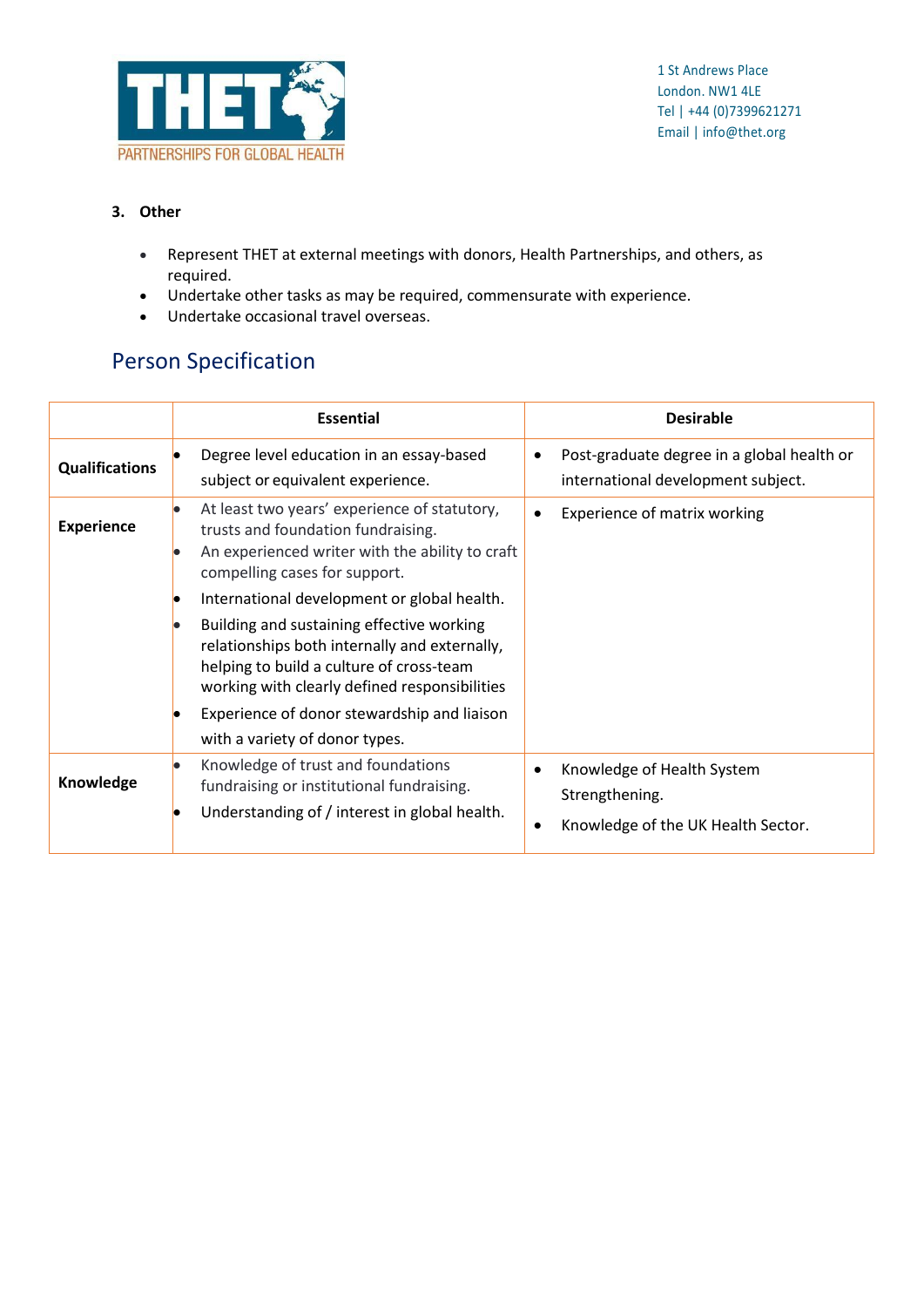### 3. Other

- Represent THET at external meetings with donors, Health Partnerships, and others, as required.
- Undertake other tasks as may be required, commensurate with experience.
- Undertake occasional travel overseas.

## Person Specification

| | Essential | Desirable |
|---|---|---|
| **Qualifications** | • Degree level education in an essay-based subject or equivalent experience. | • Post-graduate degree in a global health or international development subject. |
| **Experience** | • At least two years' experience of statutory, trusts and foundation fundraising.<br>• An experienced writer with the ability to craft compelling cases for support.<br>• International development or global health.<br>• Building and sustaining effective working relationships both internally and externally, helping to build a culture of cross-team working with clearly defined responsibilities<br>• Experience of donor stewardship and liaison with a variety of donor types. | • Experience of matrix working |
| **Knowledge** | • Knowledge of trust and foundations fundraising or institutional fundraising.<br>• Understanding of / interest in global health. | • Knowledge of Health System Strengthening.<br>• Knowledge of the UK Health Sector. |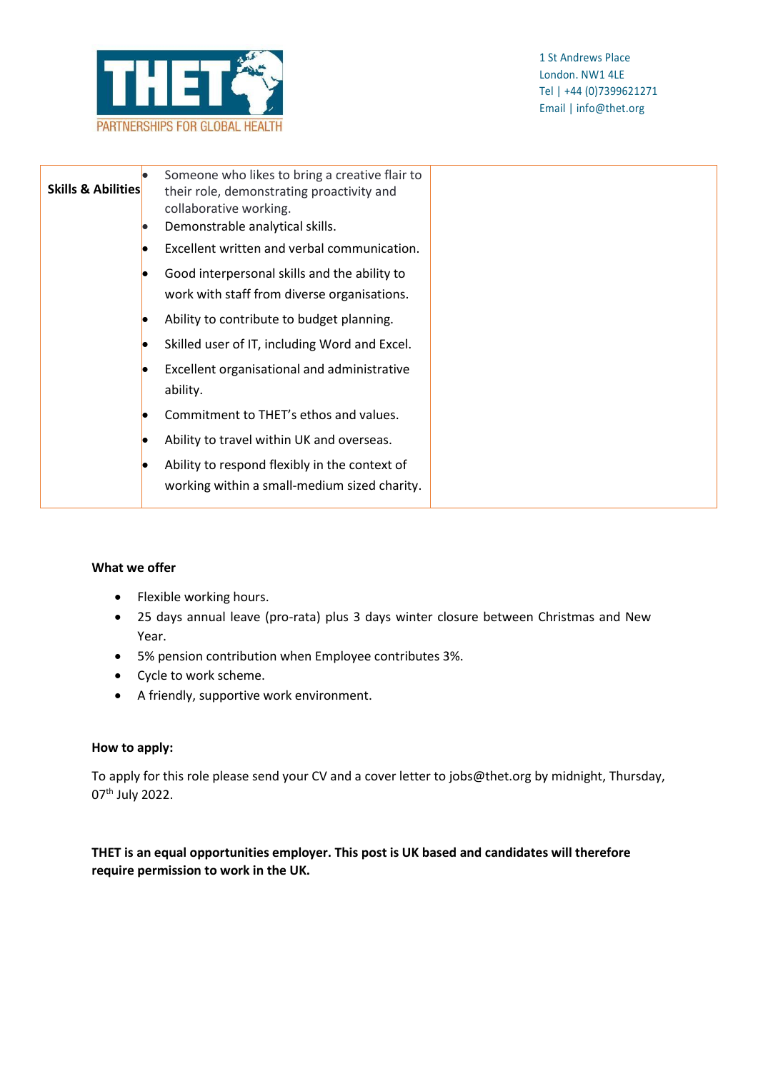| | | |
|---|---|---|
| **Skills & Abilities** | • Someone who likes to bring a creative flair to their role, demonstrating proactivity and collaborative working.<br>• Demonstrable analytical skills.<br>• Excellent written and verbal communication.<br>• Good interpersonal skills and the ability to work with staff from diverse organisations.<br>• Ability to contribute to budget planning.<br>• Skilled user of IT, including Word and Excel.<br>• Excellent organisational and administrative ability.<br>• Commitment to THET's ethos and values.<br>• Ability to travel within UK and overseas.<br>• Ability to respond flexibly in the context of working within a small-medium sized charity. | |

**What we offer**

- Flexible working hours.
- 25 days annual leave (pro-rata) plus 3 days winter closure between Christmas and New Year.
- 5% pension contribution when Employee contributes 3%.
- Cycle to work scheme.
- A friendly, supportive work environment.

**How to apply:**

To apply for this role please send your CV and a cover letter to jobs@thet.org by midnight, Thursday, 07th July 2022.

**THET is an equal opportunities employer. This post is UK based and candidates will therefore require permission to work in the UK.**